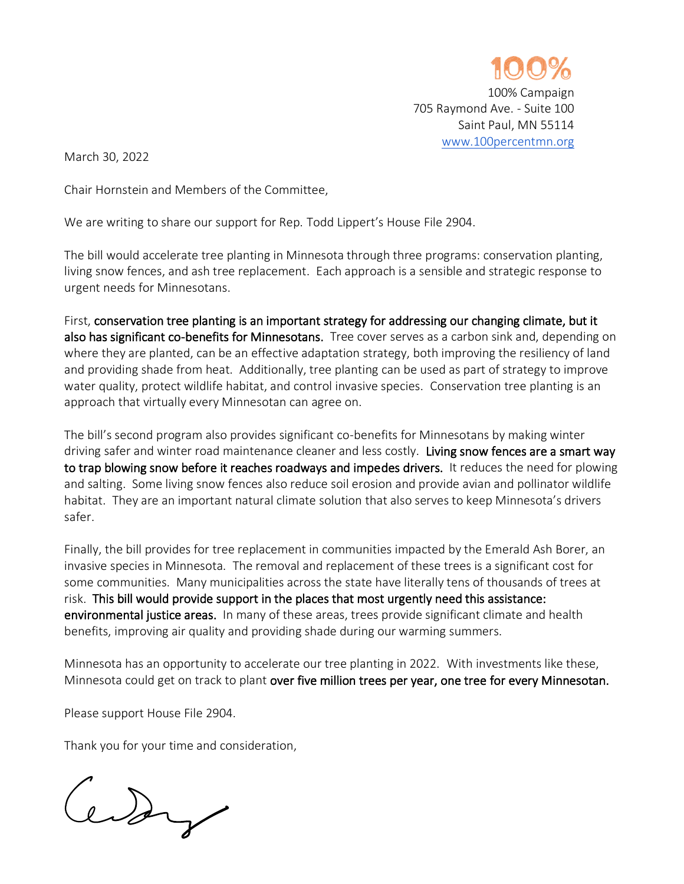100%

100% Campaign
705 Raymond Ave. - Suite 100
Saint Paul, MN 55114
www.100percentmn.org

March 30, 2022

Chair Hornstein and Members of the Committee,

We are writing to share our support for Rep. Todd Lippert's House File 2904.

The bill would accelerate tree planting in Minnesota through three programs: conservation planting, living snow fences, and ash tree replacement. Each approach is a sensible and strategic response to urgent needs for Minnesotans.

First, **conservation tree planting is an important strategy for addressing our changing climate, but it also has significant co-benefits for Minnesotans.** Tree cover serves as a carbon sink and, depending on where they are planted, can be an effective adaptation strategy, both improving the resiliency of land and providing shade from heat. Additionally, tree planting can be used as part of strategy to improve water quality, protect wildlife habitat, and control invasive species. Conservation tree planting is an approach that virtually every Minnesotan can agree on.

The bill's second program also provides significant co-benefits for Minnesotans by making winter driving safer and winter road maintenance cleaner and less costly. **Living snow fences are a smart way to trap blowing snow before it reaches roadways and impedes drivers.** It reduces the need for plowing and salting. Some living snow fences also reduce soil erosion and provide avian and pollinator wildlife habitat. They are an important natural climate solution that also serves to keep Minnesota's drivers safer.

Finally, the bill provides for tree replacement in communities impacted by the Emerald Ash Borer, an invasive species in Minnesota. The removal and replacement of these trees is a significant cost for some communities. Many municipalities across the state have literally tens of thousands of trees at risk. **This bill would provide support in the places that most urgently need this assistance: environmental justice areas.** In many of these areas, trees provide significant climate and health benefits, improving air quality and providing shade during our warming summers.

Minnesota has an opportunity to accelerate our tree planting in 2022. With investments like these, Minnesota could get on track to plant **over five million trees per year, one tree for every Minnesotan.**

Please support House File 2904.

Thank you for your time and consideration,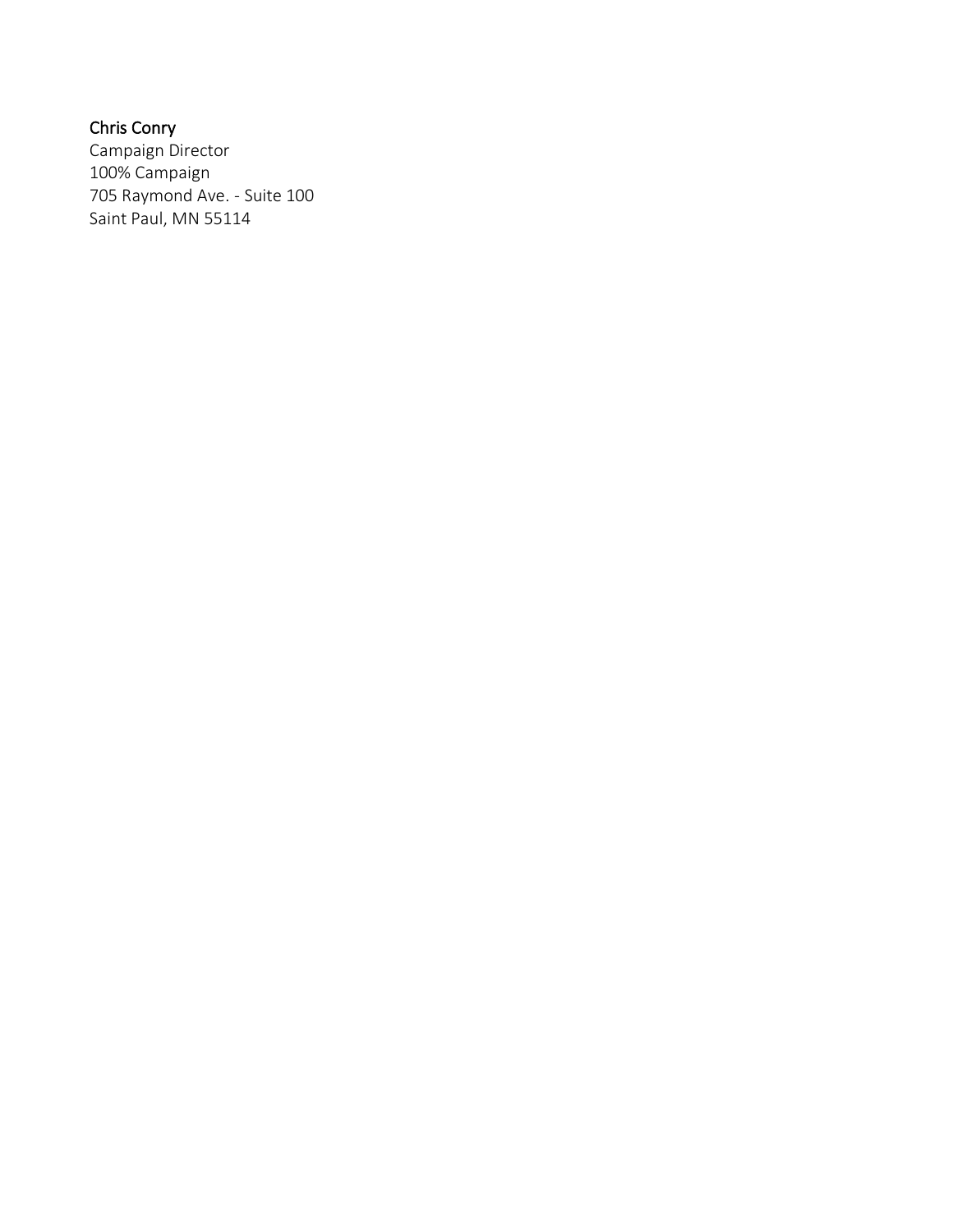Chris Conry
Campaign Director
100% Campaign
705 Raymond Ave. - Suite 100
Saint Paul, MN 55114